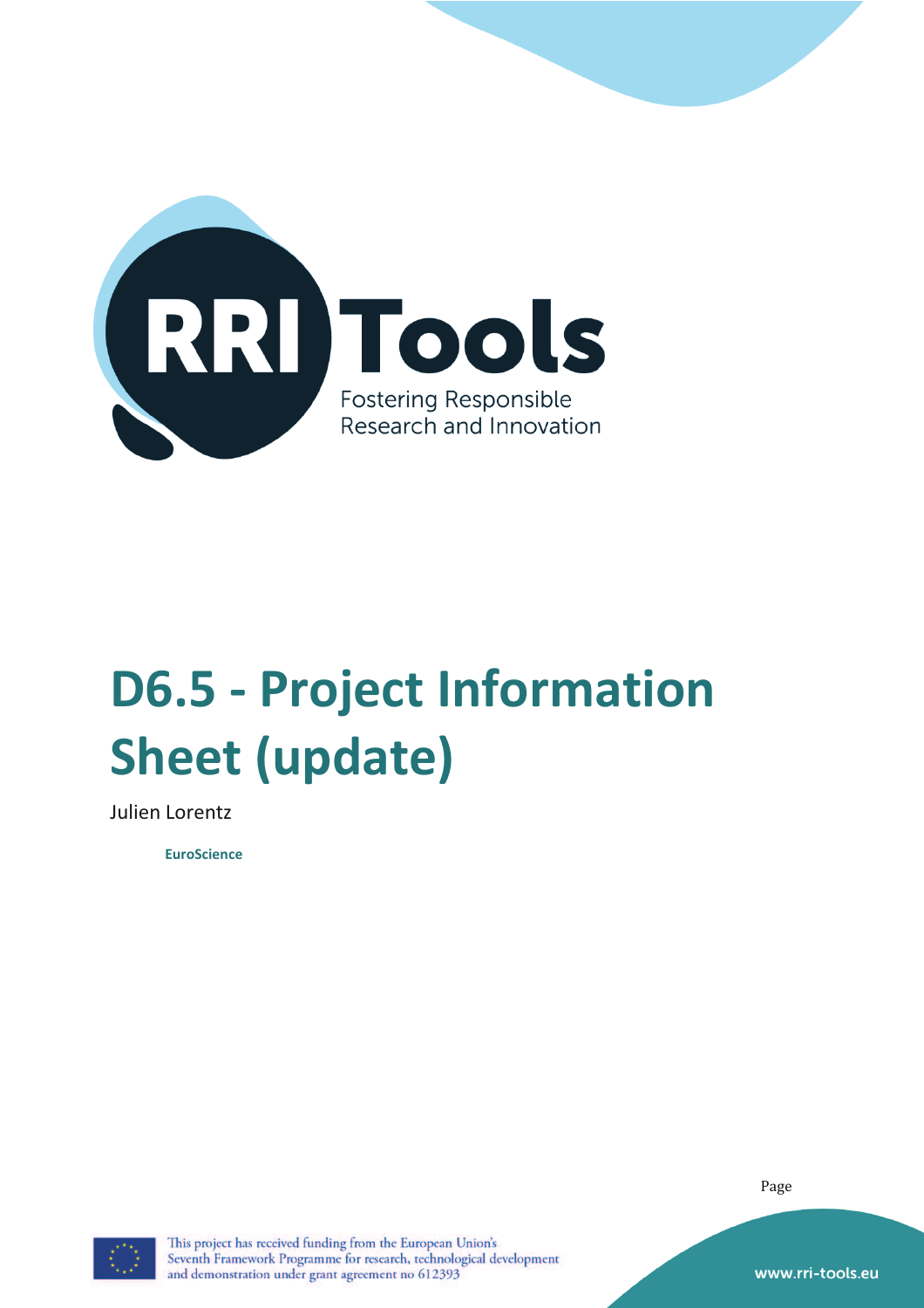RRI Tools

Fostering Responsible Research and Innovation

# D6.5 - Project Information Sheet (update)

Julien Lorentz

**EuroScience**

This project has received funding from the European Union's Seventh Framework Programme for research, technological development and demonstration under grant agreement no 612393

www.rri-tools.eu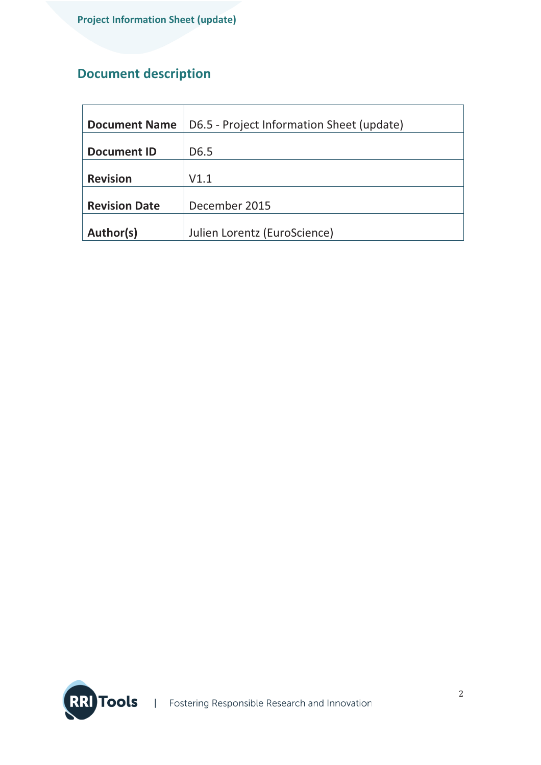## Document description

| | |
|---|---|
| **Document Name** | D6.5 - Project Information Sheet (update) |
| **Document ID** | D6.5 |
| **Revision** | V1.1 |
| **Revision Date** | December 2015 |
| **Author(s)** | Julien Lorentz (EuroScience) |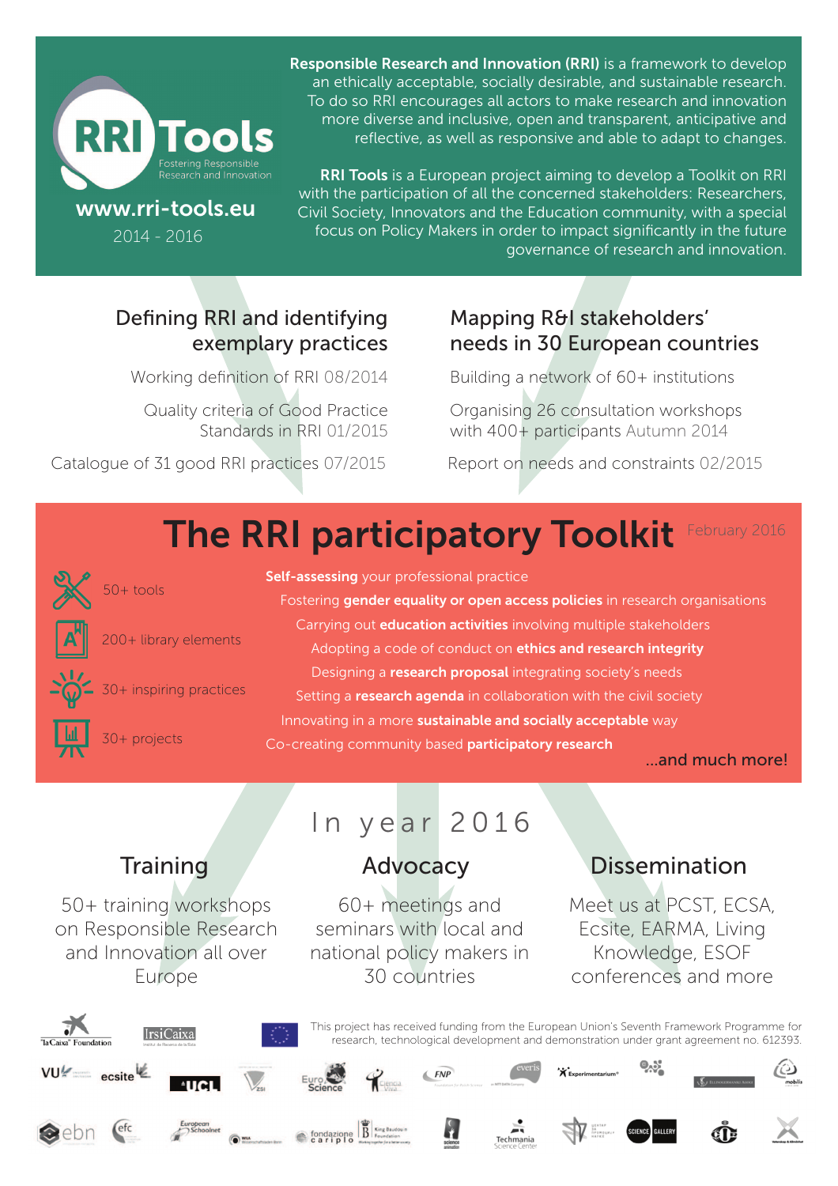RRI Tools

Fostering Responsible Research and Innovation

www.rri-tools.eu

2014 - 2016

**Responsible Research and Innovation (RRI)** is a framework to develop an ethically acceptable, socially desirable, and sustainable research. To do so RRI encourages all actors to make research and innovation more diverse and inclusive, open and transparent, anticipative and reflective, as well as responsive and able to adapt to changes.

**RRI Tools** is a European project aiming to develop a Toolkit on RRI with the participation of all the concerned stakeholders: Researchers, Civil Society, Innovators and the Education community, with a special focus on Policy Makers in order to impact significantly in the future governance of research and innovation.

## Defining RRI and identifying exemplary practices

Working definition of RRI 08/2014

Quality criteria of Good Practice Standards in RRI 01/2015

Catalogue of 31 good RRI practices 07/2015

## Mapping R&I stakeholders' needs in 30 European countries

Building a network of 60+ institutions

Organising 26 consultation workshops with 400+ participants Autumn 2014

Report on needs and constraints 02/2015

# The RRI participatory Toolkit

February 2016

- 50+ tools
- 200+ library elements
- 30+ inspiring practices
- 30+ projects

**Self-assessing** your professional practice

Fostering **gender equality or open access policies** in research organisations

Carrying out **education activities** involving multiple stakeholders

Adopting a code of conduct on **ethics and research integrity**

Designing a **research proposal** integrating society's needs

Setting a **research agenda** in collaboration with the civil society

Innovating in a more **sustainable and socially acceptable** way

Co-creating community based **participatory research**

**...and much more!**

## In year 2016

### Training

50+ training workshops on Responsible Research and Innovation all over Europe

### Advocacy

60+ meetings and seminars with local and national policy makers in 30 countries

### Dissemination

Meet us at PCST, ECSA, Ecsite, EARMA, Living Knowledge, ESOF conferences and more

This project has received funding from the European Union's Seventh Framework Programme for research, technological development and demonstration under grant agreement no. 612393.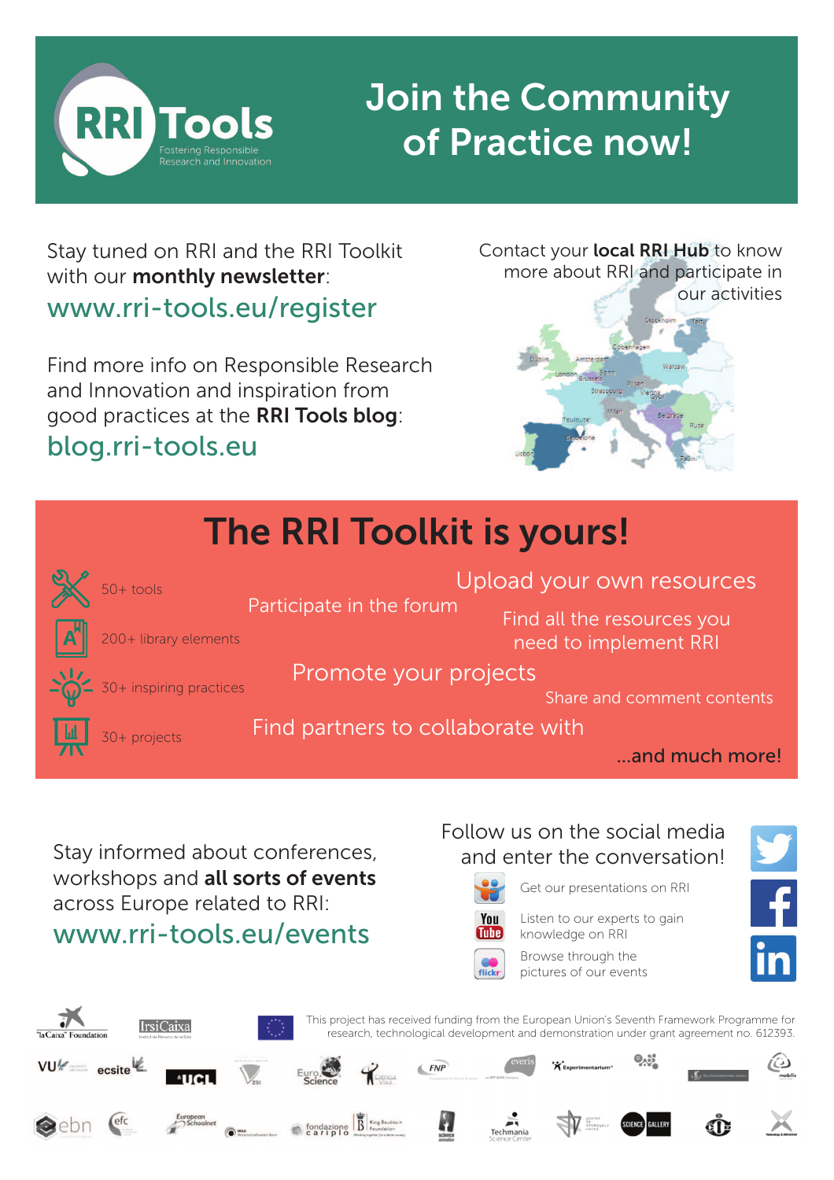RRI Tools
Fostering Responsible Research and Innovation

# Join the Community of Practice now!

Stay tuned on RRI and the RRI Toolkit with our **monthly newsletter**:
www.rri-tools.eu/register

Find more info on Responsible Research and Innovation and inspiration from good practices at the **RRI Tools blog**:
blog.rri-tools.eu

Contact your **local RRI Hub** to know more about RRI and participate in our activities

Stockholm
Tartu
Copenhagen
Dublin
Amsterdam
London
Brussels
Bonn
Warsaw
Plzen
Strasbourg
Vienna
Gyor
Milan
Toulouse
Belgrade
Ruse
Barcelona
Lisbon
Patras

# The RRI Toolkit is yours!

- 50+ tools
- 200+ library elements
- 30+ inspiring practices
- 30+ projects

Upload your own resources

Participate in the forum

Find all the resources you need to implement RRI

Promote your projects

Share and comment contents

Find partners to collaborate with

...and much more!

Stay informed about conferences, workshops and **all sorts of events** across Europe related to RRI:
www.rri-tools.eu/events

Follow us on the social media and enter the conversation!

- Get our presentations on RRI
- Listen to our experts to gain knowledge on RRI
- Browse through the pictures of our events

This project has received funding from the European Union's Seventh Framework Programme for research, technological development and demonstration under grant agreement no. 612393.